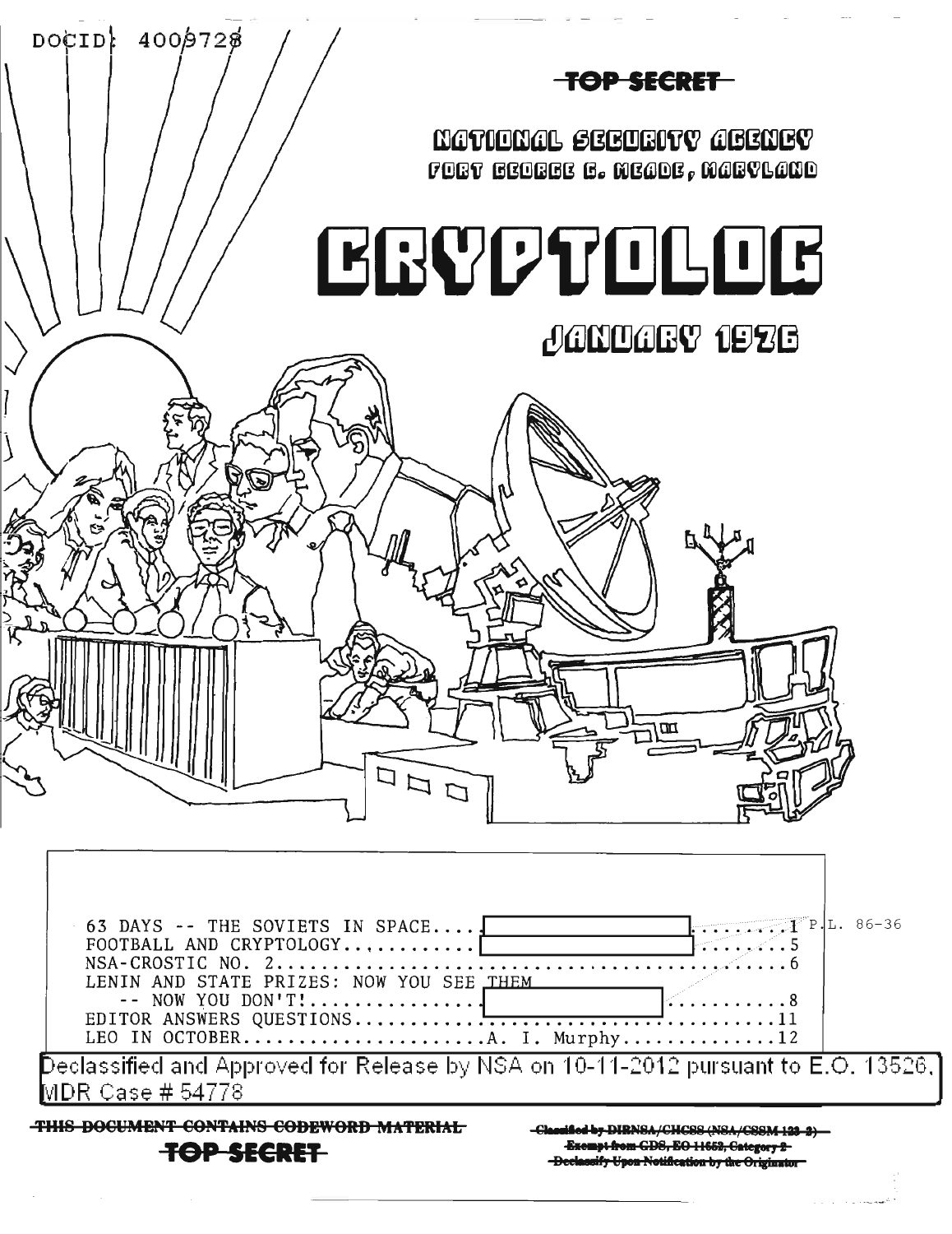DOCID: 4009728

~~TOP SECRET~~

NATIONAL SECURITY AGENCY
FORT GEORGE G. MEADE, MARYLAND

# CRYPTOLOG

## JANUARY 1976

| | | |
|---|---|---|
| 63 DAYS -- THE SOVIETS IN SPACE.... | [redacted] ........ | 1 |
| FOOTBALL AND CRYPTOLOGY.......... | [redacted] ........ | 5 |
| NSA-CROSTIC NO. 2.......................................... | | 6 |
| LENIN AND STATE PRIZES: NOW YOU SEE THEM -- NOW YOU DON'T!............... | [redacted] .......... | 8 |
| EDITOR ANSWERS QUESTIONS.......................................... | | 11 |
| LEO IN OCTOBER.................... | A. I. Murphy............ | 12 |

P.L. 86-36

Declassified and Approved for Release by NSA on 10-11-2012 pursuant to E.O. 13526, MDR Case # 54778

~~THIS DOCUMENT CONTAINS CODEWORD MATERIAL~~

~~TOP SECRET~~

~~Classified by DIRNSA/CHCSS (NSA/CSSM 123-2)~~
~~Exempt from GDS, EO 11652, Category 2~~
~~Declassify Upon Notification by the Originator~~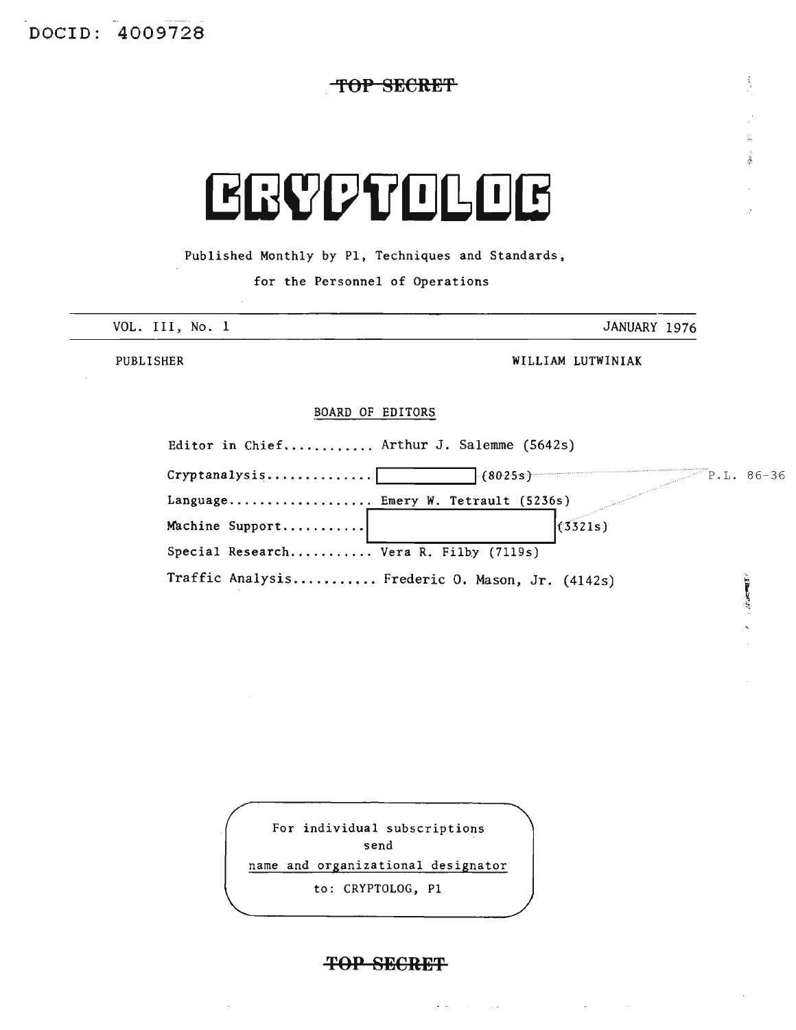DOCID: 4009728

~~TOP SECRET~~

# CRYPTOLOG

Published Monthly by P1, Techniques and Standards,

for the Personnel of Operations

VOL. III, No. 1 — JANUARY 1976

PUBLISHER — WILLIAM LUTWINIAK

BOARD OF EDITORS

Editor in Chief........... Arthur J. Salemme (5642s)

Cryptanalysis............. [REDACTED] (8025s) — P.L. 86-36

Language.................. Emery W. Tetrault (5236s)

Machine Support........... [REDACTED] (3321s)

Special Research........... Vera R. Filby (7119s)

Traffic Analysis........... Frederic O. Mason, Jr. (4142s)

For individual subscriptions
send
name and organizational designator
to: CRYPTOLOG, P1

~~TOP SECRET~~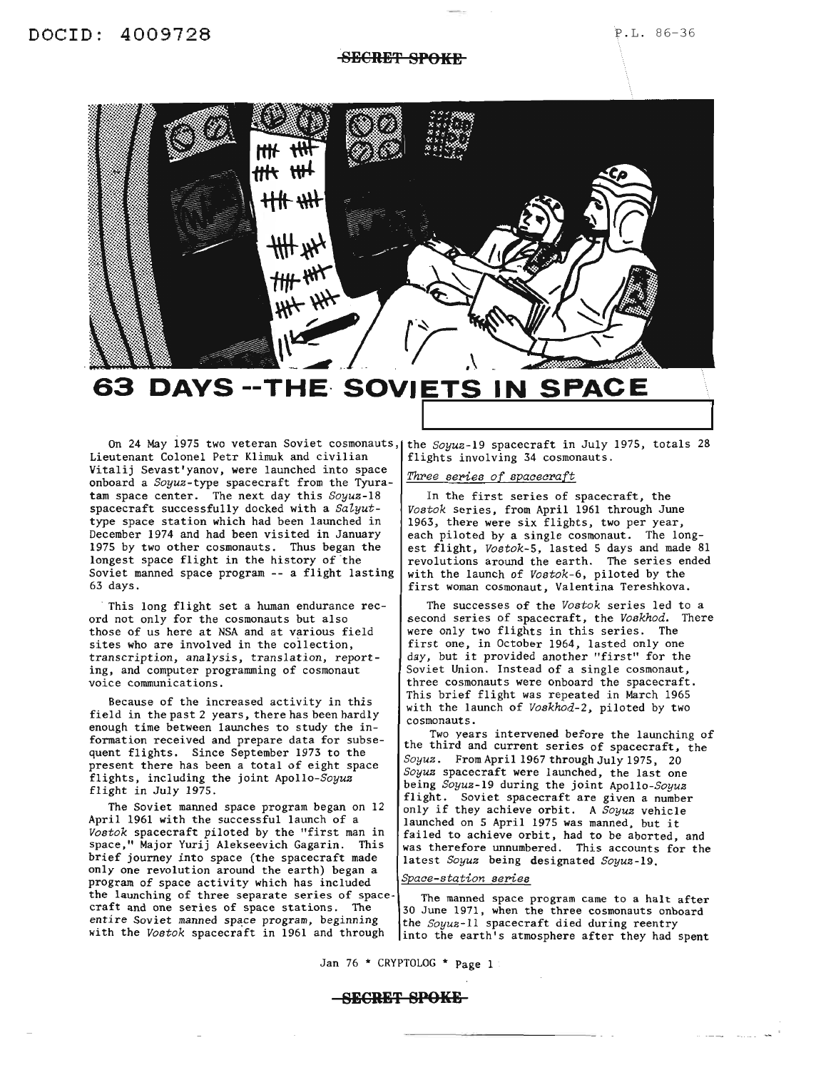# 63 DAYS -- THE SOVIETS IN SPACE

On 24 May 1975 two veteran Soviet cosmonauts, Lieutenant Colonel Petr Klimuk and civilian Vitalij Sevast'yanov, were launched into space onboard a *Soyuz*-type spacecraft from the Tyuratam space center. The next day this *Soyuz*-18 spacecraft successfully docked with a *Salyut*-type space station which had been launched in December 1974 and had been visited in January 1975 by two other cosmonauts. Thus began the longest space flight in the history of the Soviet manned space program -- a flight lasting 63 days.

This long flight set a human endurance record not only for the cosmonauts but also those of us here at NSA and at various field sites who are involved in the collection, transcription, analysis, translation, reporting, and computer programming of cosmonaut voice communications.

Because of the increased activity in this field in the past 2 years, there has been hardly enough time between launches to study the information received and prepare data for subsequent flights. Since September 1973 to the present there has been a total of eight space flights, including the joint Apollo-*Soyuz* flight in July 1975.

The Soviet manned space program began on 12 April 1961 with the successful launch of a *Vostok* spacecraft piloted by the "first man in space," Major Yurij Alekseevich Gagarin. This brief journey into space (the spacecraft made only one revolution around the earth) began a program of space activity which has included the launching of three separate series of spacecraft and one series of space stations. The entire Soviet manned space program, beginning with the *Vostok* spacecraft in 1961 and through the *Soyuz*-19 spacecraft in July 1975, totals 28 flights involving 34 cosmonauts.

## *Three series of spacecraft*

In the first series of spacecraft, the *Vostok* series, from April 1961 through June 1963, there were six flights, two per year, each piloted by a single cosmonaut. The longest flight, *Vostok*-5, lasted 5 days and made 81 revolutions around the earth. The series ended with the launch of *Vostok*-6, piloted by the first woman cosmonaut, Valentina Tereshkova.

The successes of the *Vostok* series led to a second series of spacecraft, the *Voskhod*. There were only two flights in this series. The first one, in October 1964, lasted only one day, but it provided another "first" for the Soviet Union. Instead of a single cosmonaut, three cosmonauts were onboard the spacecraft. This brief flight was repeated in March 1965 with the launch of *Voskhod*-2, piloted by two cosmonauts.

Two years intervened before the launching of the third and current series of spacecraft, the *Soyuz*. From April 1967 through July 1975, 20 *Soyuz* spacecraft were launched, the last one being *Soyuz*-19 during the joint Apollo-*Soyuz* flight. Soviet spacecraft are given a number only if they achieve orbit. A *Soyuz* vehicle launched on 5 April 1975 was manned, but it failed to achieve orbit, had to be aborted, and was therefore unnumbered. This accounts for the latest *Soyuz* being designated *Soyuz*-19.

## *Space-station series*

The manned space program came to a halt after 30 June 1971, when the three cosmonauts onboard the *Soyuz*-11 spacecraft died during reentry into the earth's atmosphere after they had spent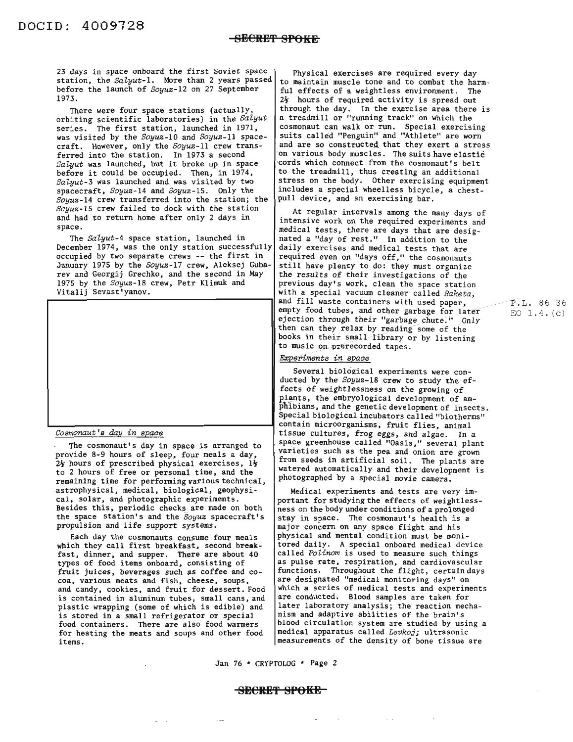23 days in space onboard the first Soviet space station, the *Salyut*-1. More than 2 years passed before the launch of *Soyuz*-12 on 27 September 1973.

There were four space stations (actually, orbiting scientific laboratories) in the *Salyut* series. The first station, launched in 1971, was visited by the *Soyuz*-10 and *Soyuz*-11 spacecraft. However, only the *Soyuz*-11 crew transferred into the station. In 1973 a second *Salyut* was launched, but it broke up in space before it could be occupied. Then, in 1974, *Salyut*-3 was launched and was visited by two spacecraft, *Soyuz*-14 and *Soyuz*-15. Only the *Soyuz*-14 crew transferred into the station; the *Soyuz*-15 crew failed to dock with the station and had to return home after only 2 days in space.

The *Salyut*-4 space station, launched in December 1974, was the only station successfully occupied by two separate crews -- the first in January 1975 by the *Soyuz*-17 crew, Aleksej Gubarev and Georgij Grechko, and the second in May 1975 by the *Soyuz*-18 crew, Petr Klimuk and Vitalij Sevast'yanov.

*Cosmonaut's day in space*

The cosmonaut's day in space is arranged to provide 8-9 hours of sleep, four meals a day, 2½ hours of prescribed physical exercises, 1½ to 2 hours of free or personal time, and the remaining time for performing various technical, astrophysical, medical, biological, geophysical, solar, and photographic experiments. Besides this, periodic checks are made on both the space station's and the *Soyuz* spacecraft's propulsion and life support systems.

Each day the cosmonauts consume four meals which they call first breakfast, second breakfast, dinner, and supper. There are about 40 types of food items onboard, consisting of fruit juices, beverages such as coffee and cocoa, various meats and fish, cheese, soups, and candy, cookies, and fruit for dessert. Food is contained in aluminum tubes, small cans, and plastic wrapping (some of which is edible) and is stored in a small refrigerator or special food containers. There are also food warmers for heating the meats and soups and other food items.

Physical exercises are required every day to maintain muscle tone and to combat the harmful effects of a weightless environment. The 2½ hours of required activity is spread out through the day. In the exercise area there is a treadmill or "running track" on which the cosmonaut can walk or run. Special exercising suits called "Penguin" and "Athlete" are worn and are so constructed that they exert a stress on various body muscles. The suits have elastic cords which connect from the cosmonaut's belt to the treadmill, thus creating an additional stress on the body. Other exercising equipment includes a special wheelless bicycle, a chest-pull device, and an exercising bar.

At regular intervals among the many days of intensive work on the required experiments and medical tests, there are days that are designated a "day of rest." In addition to the daily exercises and medical tests that are required even on "days off," the cosmonauts still have plenty to do: they must organize the results of their investigations of the previous day's work, clean the space station with a special vacuum cleaner called *Raketa*, and fill waste containers with used paper, empty food tubes, and other garbage for later ejection through their "garbage chute." Only then can they relax by reading some of the books in their small library or by listening to music on prerecorded tapes.

P.L. 86-36
EO 1.4.(c)

*Experiments in space*

Several biological experiments were conducted by the *Soyuz*-18 crew to study the effects of weightlessness on the growing of plants, the embryological development of amphibians, and the genetic development of insects. Special biological incubators called "biotherms" contain microorganisms, fruit flies, animal tissue cultures, frog eggs, and algae. In a space greenhouse called "Oasis," several plant varieties such as the pea and onion are grown from seeds in artificial soil. The plants are watered automatically and their development is photographed by a special movie camera.

Medical experiments and tests are very important for studying the effects of weightlessness on the body under conditions of a prolonged stay in space. The cosmonaut's health is a major concern on any space flight and his physical and mental condition must be monitored daily. A special onboard medical device called *Polinom* is used to measure such things as pulse rate, respiration, and cardiovascular functions. Throughout the flight, certain days are designated "medical monitoring days" on which a series of medical tests and experiments are conducted. Blood samples are taken for later laboratory analysis; the reaction mechanism and adaptive abilities of the brain's blood circulation system are studied by using a medical apparatus called *Levkoj*; ultrasonic measurements of the density of bone tissue are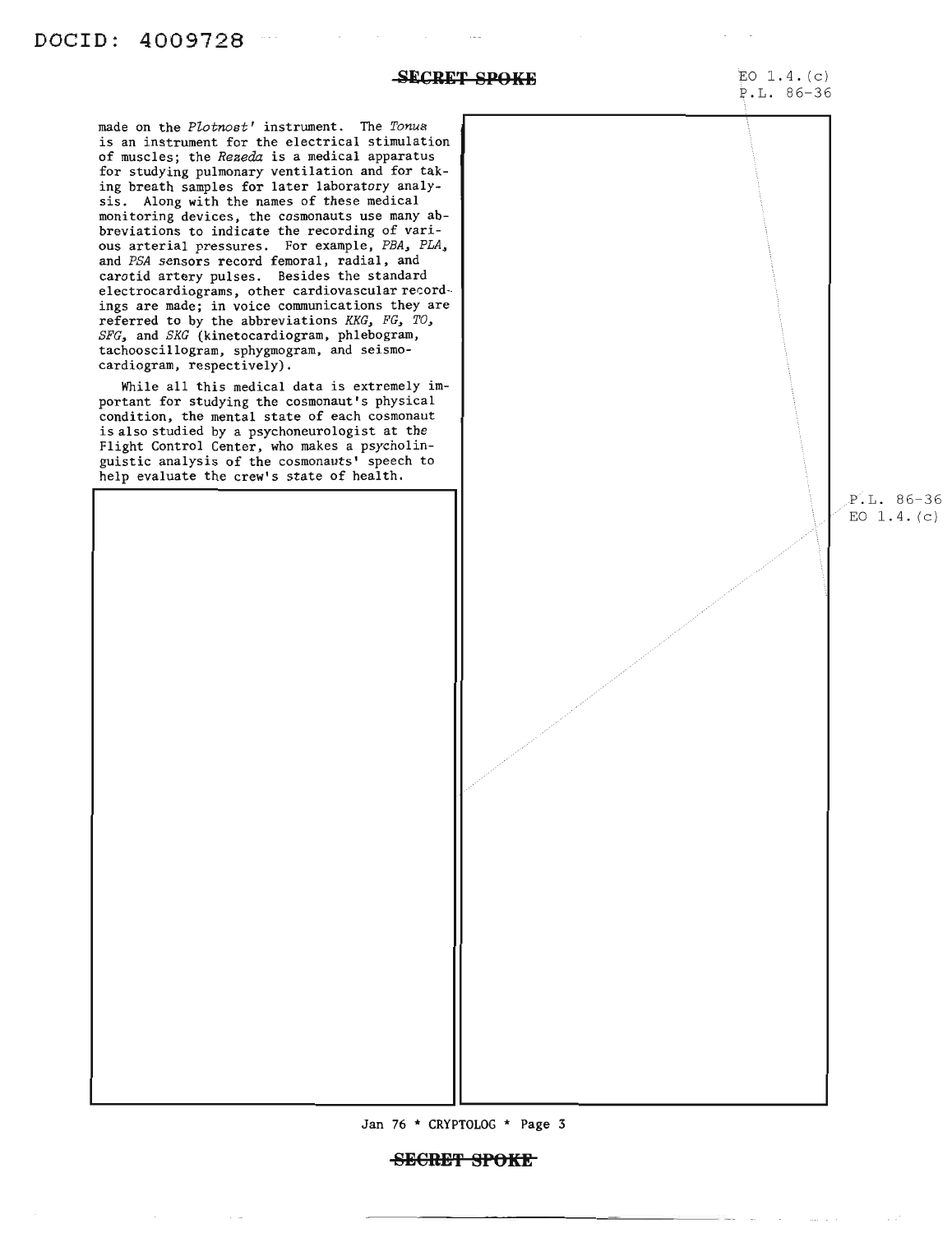made on the *Plotnost'* instrument. The *Tonus* is an instrument for the electrical stimulation of muscles; the *Rezeda* is a medical apparatus for studying pulmonary ventilation and for taking breath samples for later laboratory analysis. Along with the names of these medical monitoring devices, the cosmonauts use many abbreviations to indicate the recording of various arterial pressures. For example, *PBA, PLA,* and *PSA* sensors record femoral, radial, and carotid artery pulses. Besides the standard electrocardiograms, other cardiovascular recordings are made; in voice communications they are referred to by the abbreviations *KKG, FG, TO, SFG,* and *SKG* (kinetocardiogram, phlebogram, tachooscillogram, sphygmogram, and seismocardiogram, respectively).

While all this medical data is extremely important for studying the cosmonaut's physical condition, the mental state of each cosmonaut is also studied by a psychoneurologist at the Flight Control Center, who makes a psycholinguistic analysis of the cosmonauts' speech to help evaluate the crew's state of health.

EO 1.4.(c)
P.L. 86-36

P.L. 86-36
EO 1.4.(c)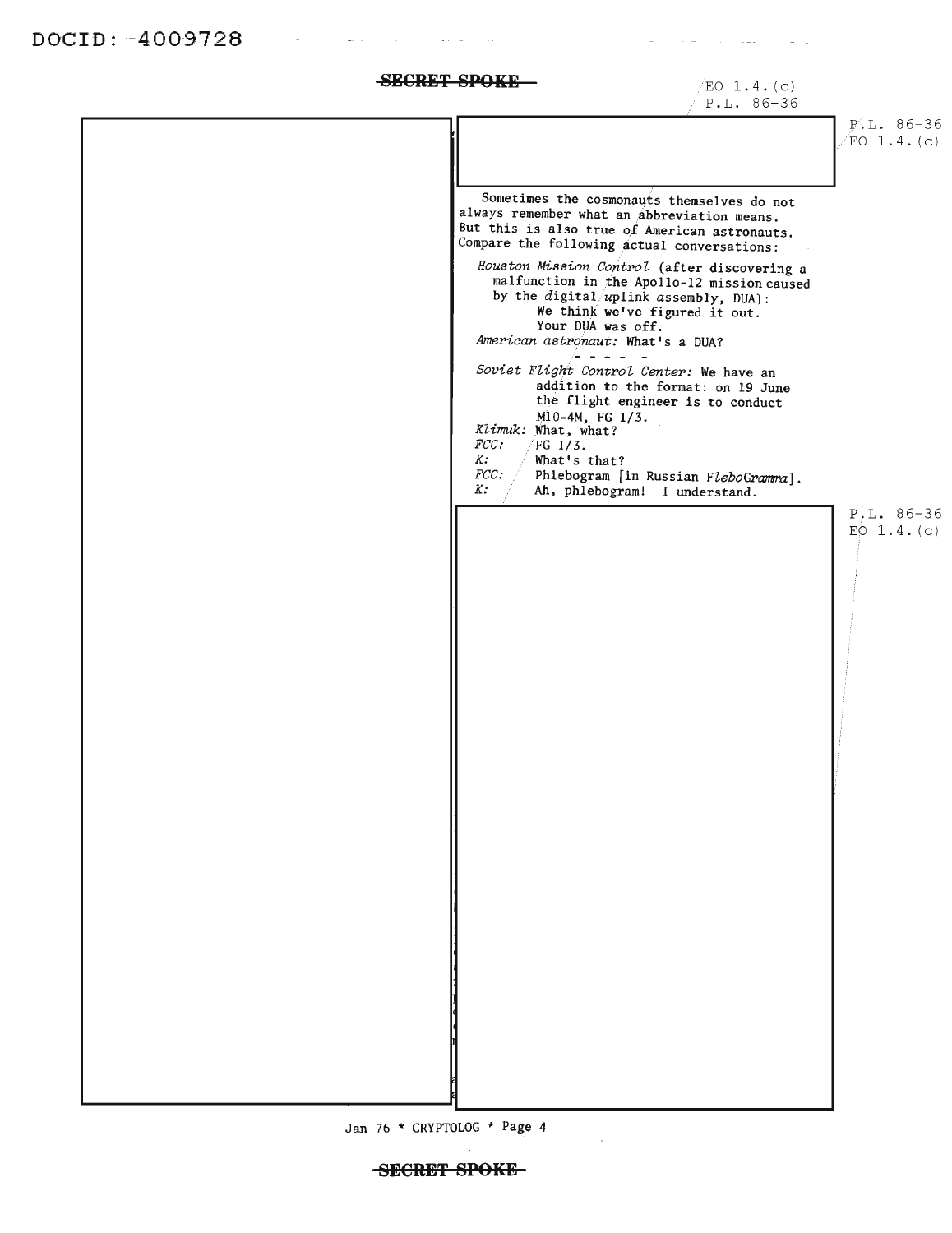SECRET SPOKE

EO 1.4.(c)
P.L. 86-36

P.L. 86-36
EO 1.4.(c)

Sometimes the cosmonauts themselves do not always remember what an abbreviation means. But this is also true of American astronauts. Compare the following actual conversations:

*Houston Mission Control* (after discovering a malfunction in the Apollo-12 mission caused by the *d*igital *u*plink *a*ssembly, DUA):
We think we've figured it out. Your DUA was off.

*American astronaut:* What's a DUA?

- - - - -

*Soviet Flight Control Center:* We have an addition to the format: on 19 June the flight engineer is to conduct M10-4M, FG 1/3.

*Klimuk:* What, what?
*FCC:* FG 1/3.
*K:* What's that?
*FCC:* Phlebogram [in Russian *F*lebo*G*ramma].
*K:* Ah, phlebogram! I understand.

P.L. 86-36
EO 1.4.(c)

SECRET SPOKE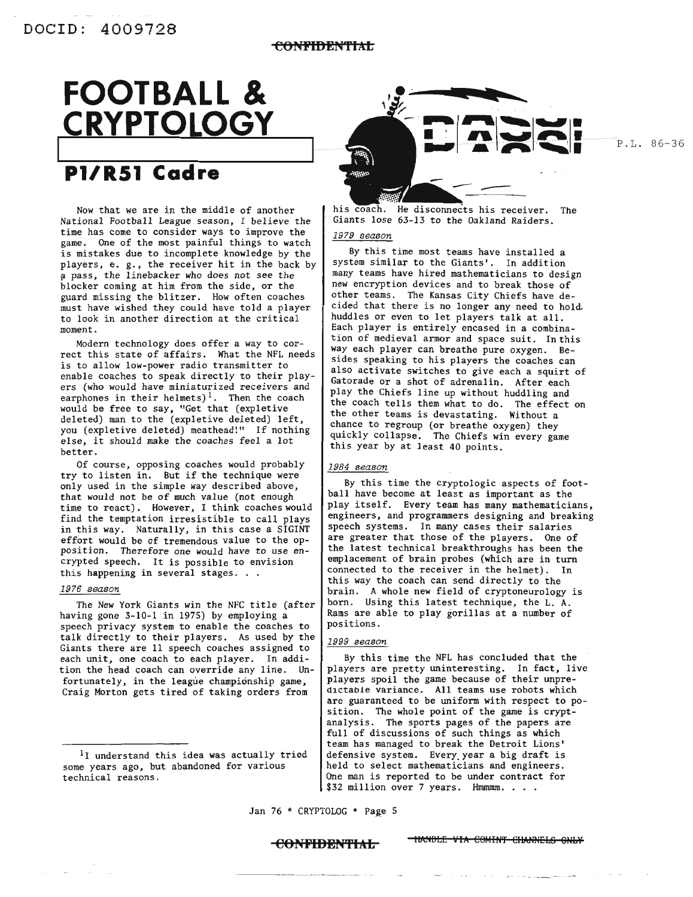DOCID: 4009728

CONFIDENTIAL

# FOOTBALL & CRYPTOLOGY

P.L. 86-36

## P1/R51 Cadre

Now that we are in the middle of another National Football League season, I believe the time has come to consider ways to improve the game. One of the most painful things to watch is mistakes due to incomplete knowledge by the players, e. g., the receiver hit in the back by a pass, the linebacker who does not see the blocker coming at him from the side, or the guard missing the blitzer. How often coaches must have wished they could have told a player to look in another direction at the critical moment.

Modern technology does offer a way to correct this state of affairs. What the NFL needs is to allow low-power radio transmitter to enable coaches to speak directly to their players (who would have miniaturized receivers and earphones in their helmets)[1]. Then the coach would be free to say, "Get that (expletive deleted) man to the (expletive deleted) left, you (expletive deleted) meathead!" If nothing else, it should make the coaches feel a lot better.

Of course, opposing coaches would probably try to listen in. But if the technique were only used in the simple way described above, that would not be of much value (not enough time to react). However, I think coaches would find the temptation irresistible to call plays in this way. Naturally, in this case a SIGINT effort would be of tremendous value to the opposition. Therefore one would have to use encrypted speech. It is possible to envision this happening in several stages. . .

*1976 season*

The New York Giants win the NFC title (after having gone 3-10-1 in 1975) by employing a speech privacy system to enable the coaches to talk directly to their players. As used by the Giants there are 11 speech coaches assigned to each unit, one coach to each player. In addition the head coach can override any line. Unfortunately, in the league championship game, Craig Morton gets tired of taking orders from his coach. He disconnects his receiver. The Giants lose 63-13 to the Oakland Raiders.

*1979 season*

By this time most teams have installed a system similar to the Giants'. In addition many teams have hired mathematicians to design new encryption devices and to break those of other teams. The Kansas City Chiefs have decided that there is no longer any need to hold huddles or even to let players talk at all. Each player is entirely encased in a combination of medieval armor and space suit. In this way each player can breathe pure oxygen. Besides speaking to his players the coaches can also activate switches to give each a squirt of Gatorade or a shot of adrenalin. After each play the Chiefs line up without huddling and the coach tells them what to do. The effect on the other teams is devastating. Without a chance to regroup (or breathe oxygen) they quickly collapse. The Chiefs win every game this year by at least 40 points.

*1984 season*

By this time the cryptologic aspects of football have become at least as important as the play itself. Every team has many mathematicians, engineers, and programmers designing and breaking speech systems. In many cases their salaries are greater that those of the players. One of the latest technical breakthroughs has been the emplacement of brain probes (which are in turn connected to the receiver in the helmet). In this way the coach can send directly to the brain. A whole new field of cryptoneurology is born. Using this latest technique, the L. A. Rams are able to play gorillas at a number of positions.

*1999 season*

By this time the NFL has concluded that the players are pretty uninteresting. In fact, live players spoil the game because of their unpredictable variance. All teams use robots which are guaranteed to be uniform with respect to position. The whole point of the game is cryptanalysis. The sports pages of the papers are full of discussions of such things as which team has managed to break the Detroit Lions' defensive system. Every year a big draft is held to select mathematicians and engineers. One man is reported to be under contract for $32 million over 7 years. Hmmmm. . . .

[1] I understand this idea was actually tried some years ago, but abandoned for various technical reasons.

CONFIDENTIAL — HANDLE VIA COMINT CHANNELS ONLY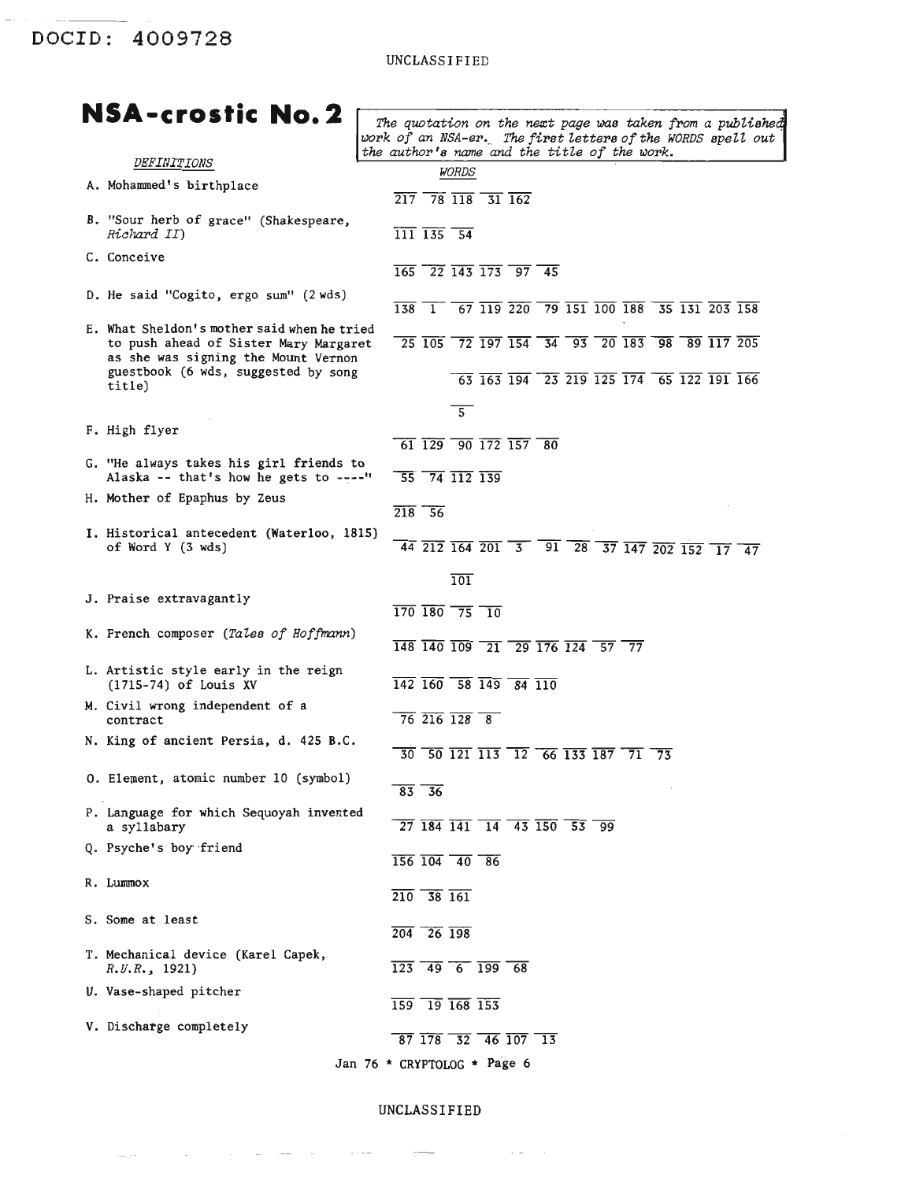DOCID: 4009728

UNCLASSIFIED

# NSA-crostic No. 2

*The quotation on the next page was taken from a published work of an NSA-er. The first letters of the WORDS spell out the author's name and the title of the work.*

| *DEFINITIONS* | *WORDS* |
|---|---|
| A. Mohammed's birthplace | 217 78 118 31 162 |
| B. "Sour herb of grace" (Shakespeare, *Richard II*) | 111 135 54 |
| C. Conceive | 165 22 143 173 97 45 |
| D. He said "Cogito, ergo sum" (2 wds) | 138 1 67 119 220 79 151 100 188 35 131 203 158 |
| E. What Sheldon's mother said when he tried to push ahead of Sister Mary Margaret as she was signing the Mount Vernon guestbook (6 wds, suggested by song title) | 25 105 72 197 154 34 93 20 183 98 89 117 205 63 163 194 23 219 125 174 65 122 191 166 5 |
| F. High flyer | 61 129 90 172 157 80 |
| G. "He always takes his girl friends to Alaska -- that's how he gets to ----" | 55 74 112 139 |
| H. Mother of Epaphus by Zeus | 218 56 |
| I. Historical antecedent (Waterloo, 1815) of Word Y (3 wds) | 44 212 164 201 3 91 28 37 147 202 152 17 47 101 |
| J. Praise extravagantly | 170 180 75 10 |
| K. French composer (*Tales of Hoffmann*) | 148 140 109 21 29 176 124 57 77 |
| L. Artistic style early in the reign (1715-74) of Louis XV | 142 160 58 149 84 110 |
| M. Civil wrong independent of a contract | 76 216 128 8 |
| N. King of ancient Persia, d. 425 B.C. | 30 50 121 113 12 66 133 187 71 73 |
| O. Element, atomic number 10 (symbol) | 83 36 |
| P. Language for which Sequoyah invented a syllabary | 27 184 141 14 43 150 53 99 |
| Q. Psyche's boy friend | 156 104 40 86 |
| R. Lummox | 210 38 161 |
| S. Some at least | 204 26 198 |
| T. Mechanical device (Karel Capek, *R.U.R.*, 1921) | 123 49 6 199 68 |
| U. Vase-shaped pitcher | 159 19 168 153 |
| V. Discharge completely | 87 178 32 46 107 13 |

Jan 76 * CRYPTOLOG * Page 6

UNCLASSIFIED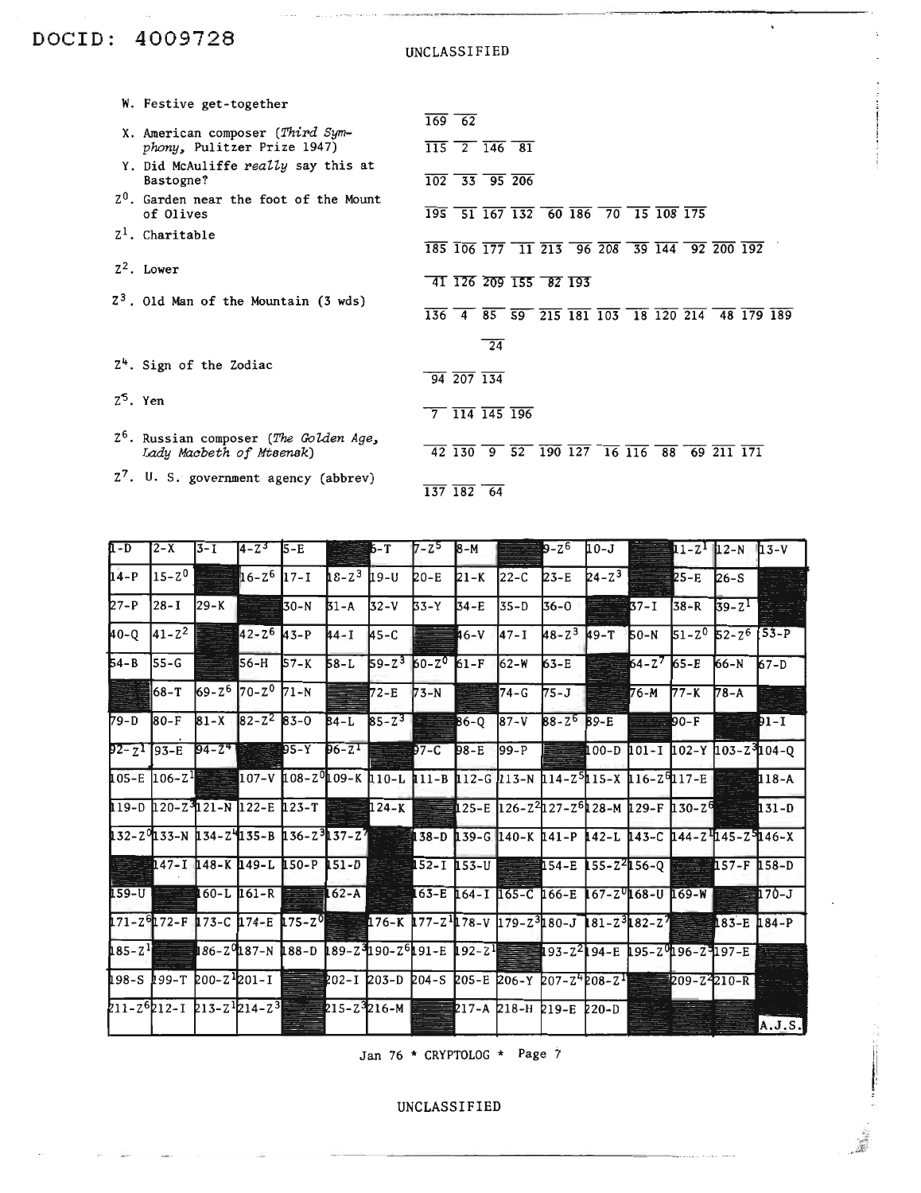- W. Festive get-together — 169 62
- X. American composer (*Third Symphony*, Pulitzer Prize 1947) — 115 2 146 81
- Y. Did McAuliffe *really* say this at Bastogne? — 102 33 95 206
- $Z^0$. Garden near the foot of the Mount of Olives — 195 51 167 132 60 186 70 15 108 175
- $Z^1$. Charitable — 185 106 177 11 213 96 208 39 144 92 200 192
- $Z^2$. Lower — 41 126 209 155 82 193
- $Z^3$. Old Man of the Mountain (3 wds) — 136 4 85 59 215 181 103 18 120 214 48 179 189 24
- $Z^4$. Sign of the Zodiac — 94 207 134
- $Z^5$. Yen — 7 114 145 196
- $Z^6$. Russian composer (*The Golden Age*, *Lady Macbeth of Mtsensk*) — 42 130 9 52 190 127 16 116 88 69 211 171
- $Z^7$. U. S. government agency (abbrev) — 137 182 64

| 1-D | 2-X | 3-I | 4-$Z^3$ | 5-E | | 6-T | 7-$Z^5$ | 8-M | | 9-$Z^6$ | 10-J | | 11-$Z^1$ | 12-N | 13-V |
|---|---|---|---|---|---|---|---|---|---|---|---|---|---|---|---|
| 14-P | 15-$Z^0$ | | 16-$Z^6$ | 17-I | 18-$Z^3$ | 19-U | 20-E | 21-K | 22-C | 23-E | 24-$Z^3$ | | 25-E | 26-S | |
| 27-P | 28-I | 29-K | | 30-N | 31-A | 32-V | 33-Y | 34-E | 35-D | 36-O | | 37-I | 38-R | 39-$Z^1$ | |
| 40-Q | 41-$Z^2$ | | 42-$Z^6$ | 43-P | 44-I | 45-C | | 46-V | 47-I | 48-$Z^3$ | 49-T | 50-N | 51-$Z^0$ | 52-$Z^6$ | 53-P |
| 54-B | 55-G | | 56-H | 57-K | 58-L | 59-$Z^3$ | 60-$Z^0$ | 61-F | 62-W | 63-E | | 64-$Z^7$ | 65-E | 66-N | 67-D |
| | 68-T | 69-$Z^6$ | 70-$Z^0$ | 71-N | | 72-E | 73-N | | 74-G | 75-J | | 76-M | 77-K | 78-A | |
| 79-D | 80-F | 81-X | 82-$Z^2$ | 83-O | 84-L | 85-$Z^3$ | | 86-Q | 87-V | 88-$Z^6$ | 89-E | | 90-F | | 91-I |
| 92-$Z^1$ | 93-E | 94-$Z^4$ | | 95-Y | 96-$Z^1$ | | 97-C | 98-E | 99-P | | 100-D | 101-I | 102-Y | 103-$Z^3$ | 104-Q |
| 105-E | 106-$Z^1$ | | 107-V | 108-$Z^0$ | 109-K | 110-L | 111-B | 112-G | 113-N | 114-$Z^5$ | 115-X | 116-$Z^6$ | 117-E | | 118-A |
| 119-D | 120-$Z^3$ | 121-N | 122-E | 123-T | | 124-K | | 125-E | 126-$Z^2$ | 127-$Z^6$ | 128-M | 129-F | 130-$Z^6$ | | 131-D |
| 132-$Z^0$ | 133-N | 134-$Z^4$ | 135-B | 136-$Z^3$ | 137-$Z^7$ | | 138-D | 139-G | 140-K | 141-P | 142-L | 143-C | 144-$Z^4$ | 145-$Z^5$ | 146-X |
| | 147-I | 148-K | 149-L | 150-P | 151-D | | 152-I | 153-U | | 154-E | 155-$Z^2$ | 156-Q | | 157-F | 158-D |
| 159-U | | 160-L | 161-R | | 162-A | | 163-E | 164-I | 165-C | 166-E | 167-$Z^0$ | 168-U | 169-W | | 170-J |
| 171-$Z^6$ | 172-F | 173-C | 174-E | 175-$Z^0$ | | 176-K | 177-$Z^1$ | 178-V | 179-$Z^3$ | 180-J | 181-$Z^3$ | 182-$Z^7$ | | 183-E | 184-P |
| 185-$Z^1$ | | 186-$Z^0$ | 187-N | 188-D | 189-$Z^3$ | 190-$Z^6$ | 191-E | 192-$Z^1$ | | 193-$Z^2$ | 194-E | 195-$Z^0$ | 196-$Z^5$ | 197-E | |
| 198-S | 199-T | 200-$Z^1$ | 201-I | | 202-I | 203-D | 204-S | 205-E | 206-Y | 207-$Z^4$ | 208-$Z^1$ | | 209-$Z^2$ | 210-R | |
| 211-$Z^6$ | 212-I | 213-$Z^1$ | 214-$Z^3$ | | 215-$Z^3$ | 216-M | | 217-A | 218-H | 219-E | 220-D | | | | A.J.S. |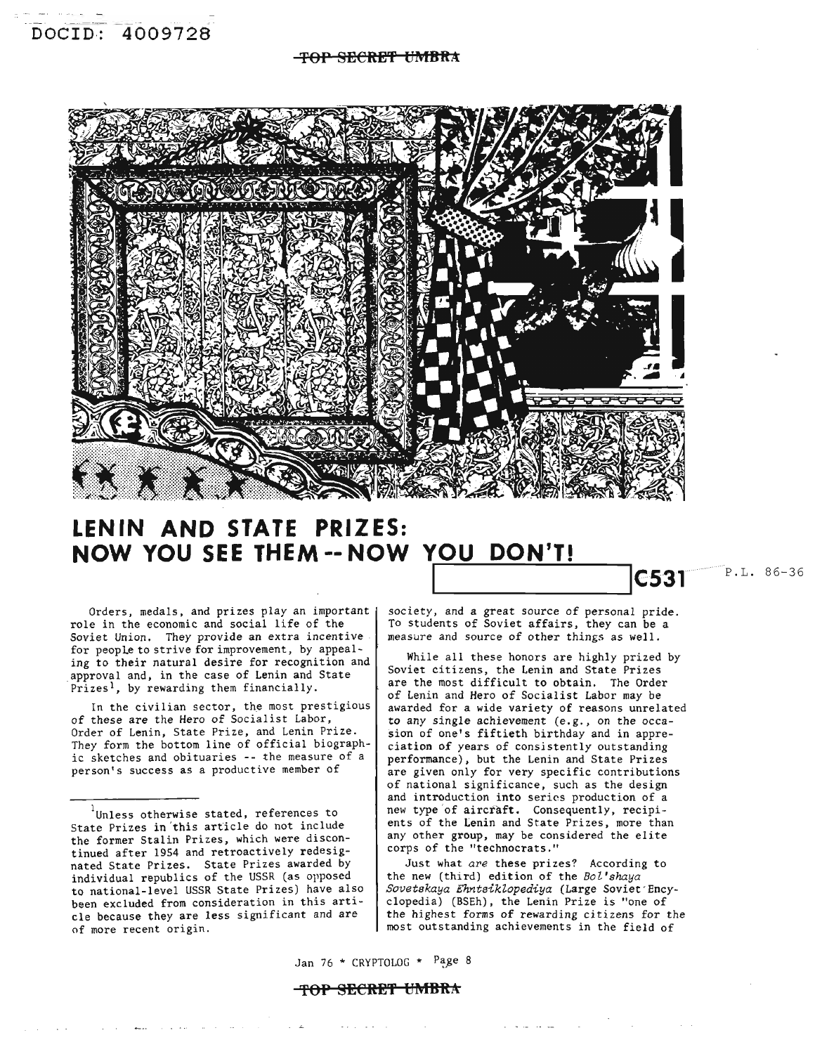# LENIN AND STATE PRIZES: NOW YOU SEE THEM -- NOW YOU DON'T!

C531

P.L. 86-36

Orders, medals, and prizes play an important role in the economic and social life of the Soviet Union. They provide an extra incentive for people to strive for improvement, by appealing to their natural desire for recognition and approval and, in the case of Lenin and State Prizes[1], by rewarding them financially.

In the civilian sector, the most prestigious of these are the Hero of Socialist Labor, Order of Lenin, State Prize, and Lenin Prize. They form the bottom line of official biographic sketches and obituaries -- the measure of a person's success as a productive member of society, and a great source of personal pride. To students of Soviet affairs, they can be a measure and source of other things as well.

While all these honors are highly prized by Soviet citizens, the Lenin and State Prizes are the most difficult to obtain. The Order of Lenin and Hero of Socialist Labor may be awarded for a wide variety of reasons unrelated to any single achievement (e.g., on the occasion of one's fiftieth birthday and in appreciation of years of consistently outstanding performance), but the Lenin and State Prizes are given only for very specific contributions of national significance, such as the design and introduction into series production of a new type of aircraft. Consequently, recipients of the Lenin and State Prizes, more than any other group, may be considered the elite corps of the "technocrats."

Just what *are* these prizes? According to the new (third) edition of the *Bol'shaya Sovetskaya Ehntsiklopediya* (Large Soviet Encyclopedia) (BSEh), the Lenin Prize is "one of the highest forms of rewarding citizens for the most outstanding achievements in the field of

---

[1] Unless otherwise stated, references to State Prizes in this article do not include the former Stalin Prizes, which were discontinued after 1954 and retroactively redesignated State Prizes. State Prizes awarded by individual republics of the USSR (as opposed to national-level USSR State Prizes) have also been excluded from consideration in this article because they are less significant and are of more recent origin.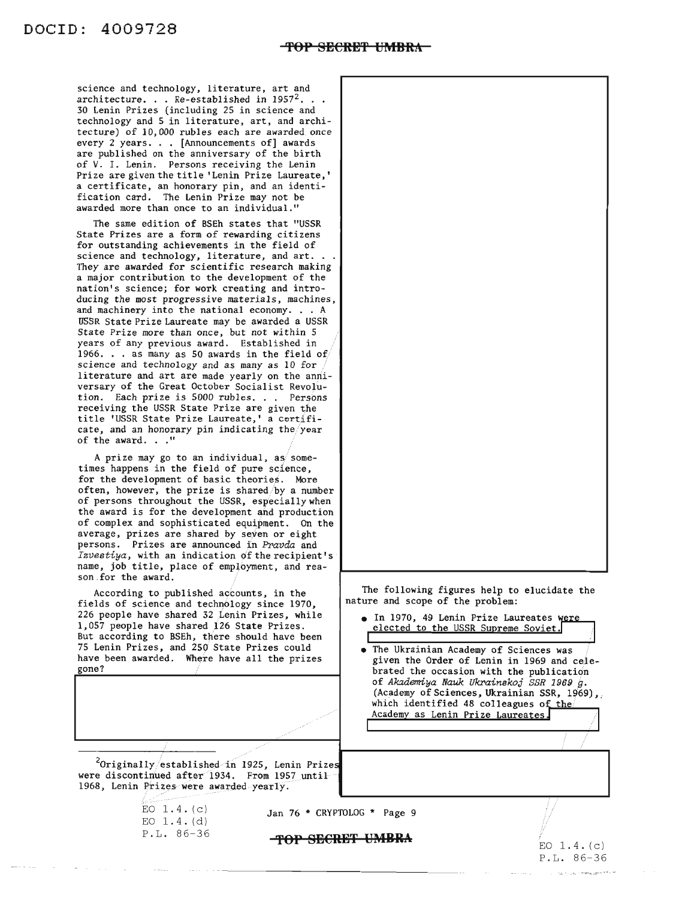science and technology, literature, art and architecture. . . Re-established in 1957[2]. . . 30 Lenin Prizes (including 25 in science and technology and 5 in literature, art, and architecture) of 10,000 rubles each are awarded once every 2 years. . . [Announcements of] awards are published on the anniversary of the birth of V. I. Lenin. Persons receiving the Lenin Prize are given the title 'Lenin Prize Laureate,' a certificate, an honorary pin, and an identification card. The Lenin Prize may not be awarded more than once to an individual."

The same edition of BSEh states that "USSR State Prizes are a form of rewarding citizens for outstanding achievements in the field of science and technology, literature, and art. . . They are awarded for scientific research making a major contribution to the development of the nation's science; for work creating and introducing the most progressive materials, machines, and machinery into the national economy. . . A USSR State Prize Laureate may be awarded a USSR State Prize more than once, but not within 5 years of any previous award. Established in 1966. . . as many as 50 awards in the field of science and technology and as many as 10 for literature and art are made yearly on the anniversary of the Great October Socialist Revolution. Each prize is 5000 rubles. . . Persons receiving the USSR State Prize are given the title 'USSR State Prize Laureate,' a certificate, and an honorary pin indicating the year of the award. . ."

A prize may go to an individual, as sometimes happens in the field of pure science, for the development of basic theories. More often, however, the prize is shared by a number of persons throughout the USSR, especially when the award is for the development and production of complex and sophisticated equipment. On the average, prizes are shared by seven or eight persons. Prizes are announced in *Pravda* and *Izvestiya*, with an indication of the recipient's name, job title, place of employment, and reason for the award.

According to published accounts, in the fields of science and technology since 1970, 226 people have shared 32 Lenin Prizes, while 1,057 people have shared 126 State Prizes. But according to BSEh, there should have been 75 Lenin Prizes, and 250 State Prizes could have been awarded. Where have all the prizes gone?

The following figures help to elucidate the nature and scope of the problem:

- In 1970, 49 Lenin Prize Laureates were elected to the USSR Supreme Soviet.
- The Ukrainian Academy of Sciences was given the Order of Lenin in 1969 and celebrated the occasion with the publication of *Akademiya Nauk Ukrainskoj SSR 1969 g.* (Academy of Sciences, Ukrainian SSR, 1969), which identified 48 colleagues of the Academy as Lenin Prize Laureates.

[2] Originally established in 1925, Lenin Prizes were discontinued after 1934. From 1957 until 1968, Lenin Prizes were awarded yearly.

EO 1.4.(c)
EO 1.4.(d)
P.L. 86-36

EO 1.4.(c)
P.L. 86-36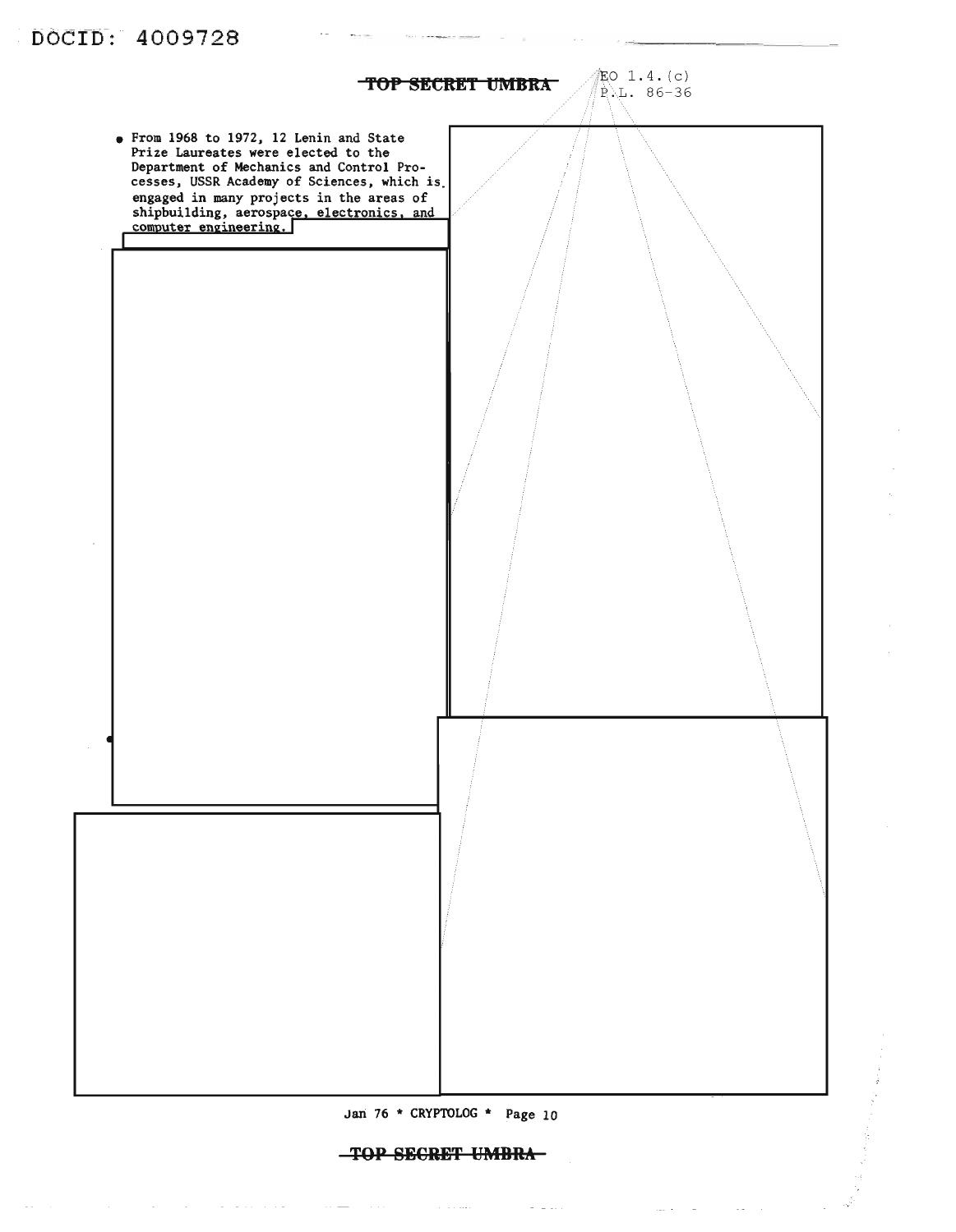TOP SECRET UMBRA

EO 1.4.(c)
P.L. 86-36

- From 1968 to 1972, 12 Lenin and State Prize Laureates were elected to the Department of Mechanics and Control Processes, USSR Academy of Sciences, which is engaged in many projects in the areas of shipbuilding, aerospace, electronics, and computer engineering.

TOP SECRET UMBRA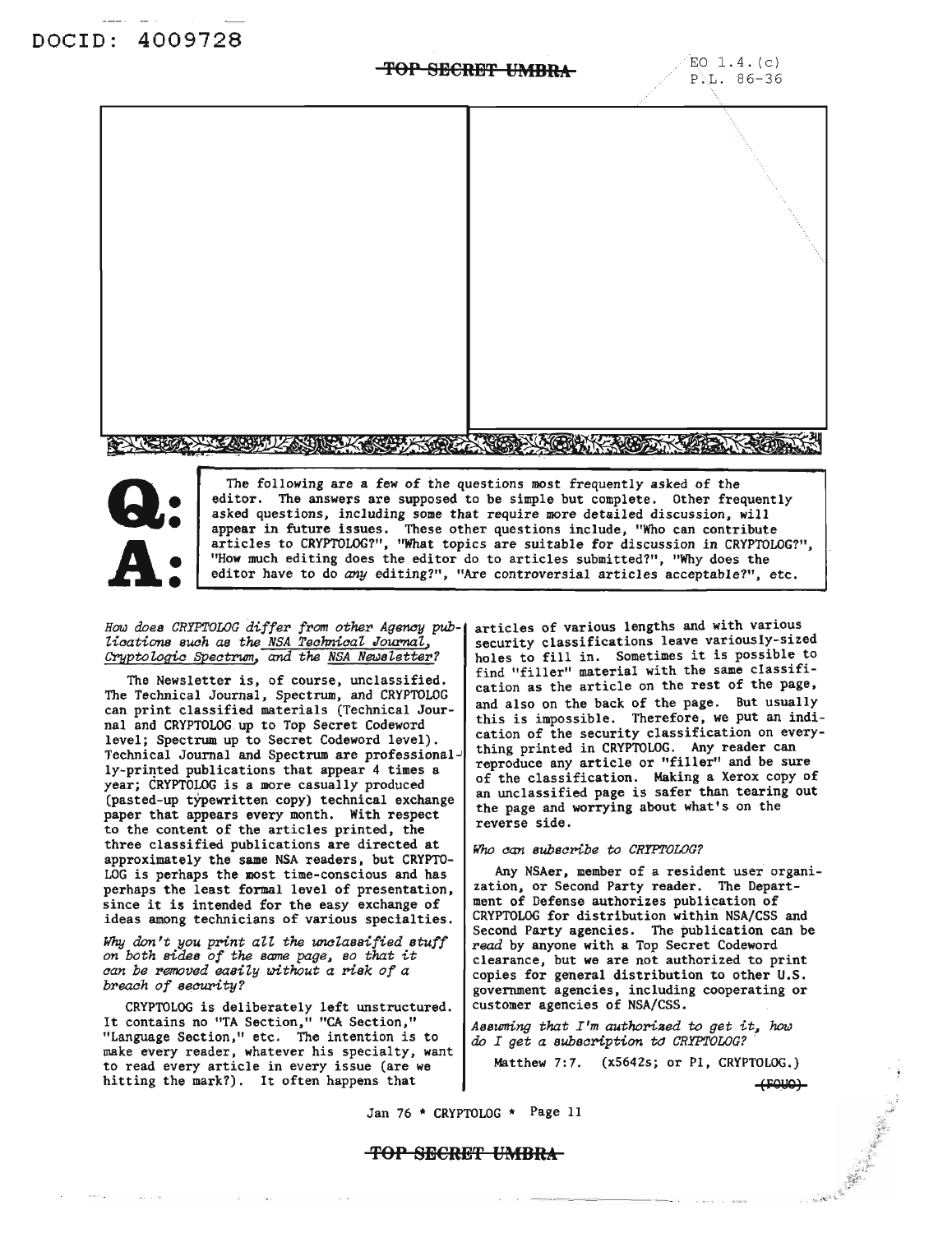DOCID: 4009728

~~TOP SECRET UMBRA~~

EO 1.4.(c)
P.L. 86-36

**Q:**
**A:**

The following are a few of the questions most frequently asked of the editor. The answers are supposed to be simple but complete. Other frequently asked questions, including some that require more detailed discussion, will appear in future issues. These other questions include, "Who can contribute articles to CRYPTOLOG?", "What topics are suitable for discussion in CRYPTOLOG?", "How much editing does the editor do to articles submitted?", "Why does the editor have to do *any* editing?", "Are controversial articles acceptable?", etc.

*How does CRYPTOLOG differ from other Agency publications such as the NSA Technical Journal, Cryptologic Spectrum, and the NSA Newsletter?*

The Newsletter is, of course, unclassified. The Technical Journal, Spectrum, and CRYPTOLOG can print classified materials (Technical Journal and CRYPTOLOG up to Top Secret Codeword level; Spectrum up to Secret Codeword level). Technical Journal and Spectrum are professionally-printed publications that appear 4 times a year; CRYPTOLOG is a more casually produced (pasted-up typewritten copy) technical exchange paper that appears every month. With respect to the content of the articles printed, the three classified publications are directed at approximately the same NSA readers, but CRYPTOLOG is perhaps the most time-conscious and has perhaps the least formal level of presentation, since it is intended for the easy exchange of ideas among technicians of various specialties.

*Why don't you print all the unclassified stuff on both sides of the same page, so that it can be removed easily without a risk of a breach of security?*

CRYPTOLOG is deliberately left unstructured. It contains no "TA Section," "CA Section," "Language Section," etc. The intention is to make every reader, whatever his specialty, want to read every article in every issue (are we hitting the mark?). It often happens that articles of various lengths and with various security classifications leave variously-sized holes to fill in. Sometimes it is possible to find "filler" material with the same classification as the article on the rest of the page, and also on the back of the page. But usually this is impossible. Therefore, we put an indication of the security classification on everything printed in CRYPTOLOG. Any reader can reproduce any article or "filler" and be sure of the classification. Making a Xerox copy of an unclassified page is safer than tearing out the page and worrying about what's on the reverse side.

*Who can subscribe to CRYPTOLOG?*

Any NSAer, member of a resident user organization, or Second Party reader. The Department of Defense authorizes publication of CRYPTOLOG for distribution within NSA/CSS and Second Party agencies. The publication can be *read* by anyone with a Top Secret Codeword clearance, but we are not authorized to print copies for general distribution to other U.S. government agencies, including cooperating or customer agencies of NSA/CSS.

*Assuming that I'm authorized to get it, how do I get a subscription to CRYPTOLOG?*

Matthew 7:7. (x5642s; or P1, CRYPTOLOG.)

~~(FOUO)~~

~~TOP SECRET UMBRA~~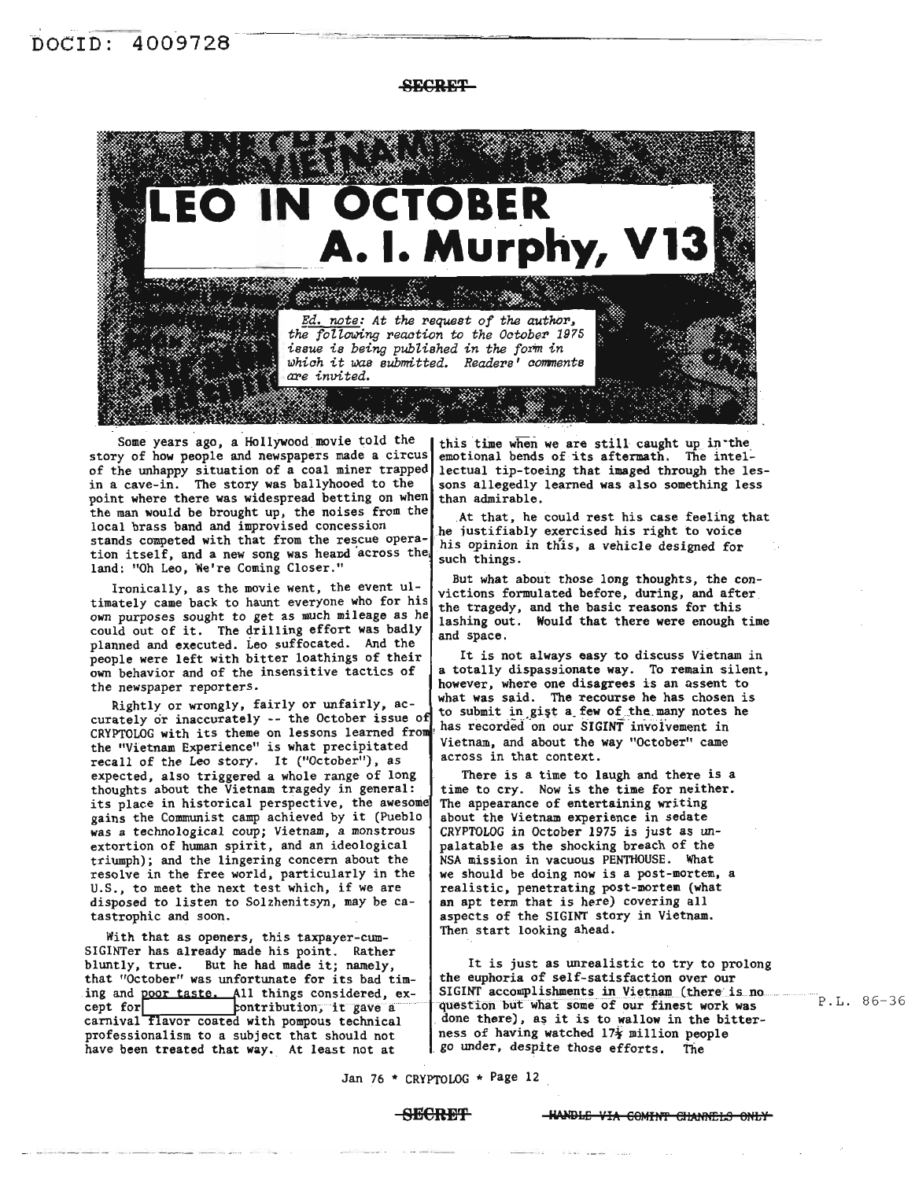SECRET

# LEO IN OCTOBER

## A. I. Murphy, V13

*Ed. note: At the request of the author, the following reaction to the October 1975 issue is being published in the form in which it was submitted. Readers' comments are invited.*

Some years ago, a Hollywood movie told the story of how people and newspapers made a circus of the unhappy situation of a coal miner trapped in a cave-in. The story was ballyhooed to the point where there was widespread betting on when the man would be brought up, the noises from the local brass band and improvised concession stands competed with that from the rescue operation itself, and a new song was heard across the land: "Oh Leo, We're Coming Closer."

Ironically, as the movie went, the event ultimately came back to haunt everyone who for his own purposes sought to get as much mileage as he could out of it. The drilling effort was badly planned and executed. Leo suffocated. And the people were left with bitter loathings of their own behavior and of the insensitive tactics of the newspaper reporters.

Rightly or wrongly, fairly or unfairly, accurately or inaccurately -- the October issue of CRYPTOLOG with its theme on lessons learned from the "Vietnam Experience" is what precipitated recall of the Leo story. It ("October"), as expected, also triggered a whole range of long thoughts about the Vietnam tragedy in general: its place in historical perspective, the awesome gains the Communist camp achieved by it (Pueblo was a technological coup; Vietnam, a monstrous extortion of human spirit, and an ideological triumph); and the lingering concern about the resolve in the free world, particularly in the U.S., to meet the next test which, if we are disposed to listen to Solzhenitsyn, may be catastrophic and soon.

With that as openers, this taxpayer-cum-SIGINTer has already made his point. Rather bluntly, true. But he had made it; namely, that "October" was unfortunate for its bad timing and poor taste. All things considered, except for [redacted] contribution, it gave a carnival flavor coated with pompous technical professionalism to a subject that should not have been treated that way. At least not at this time when we are still caught up in the emotional bends of its aftermath. The intellectual tip-toeing that imaged through the lessons allegedly learned was also something less than admirable.

At that, he could rest his case feeling that he justifiably exercised his right to voice his opinion in this, a vehicle designed for such things.

But what about those long thoughts, the convictions formulated before, during, and after the tragedy, and the basic reasons for this lashing out. Would that there were enough time and space.

It is not always easy to discuss Vietnam in a totally dispassionate way. To remain silent, however, where one disagrees is an assent to what was said. The recourse he has chosen is to submit in gist a few of the many notes he has recorded on our SIGINT involvement in Vietnam, and about the way "October" came across in that context.

There is a time to laugh and there is a time to cry. Now is the time for neither. The appearance of entertaining writing about the Vietnam experience in sedate CRYPTOLOG in October 1975 is just as unpalatable as the shocking breach of the NSA mission in vacuous PENTHOUSE. What we should be doing now is a post-mortem, a realistic, penetrating post-mortem (what an apt term that is here) covering all aspects of the SIGINT story in Vietnam. Then start looking ahead.

It is just as unrealistic to try to prolong the euphoria of self-satisfaction over our SIGINT accomplishments in Vietnam (there is no question but what some of our finest work was done there), as it is to wallow in the bitterness of having watched 17¼ million people go under, despite those efforts. The

P.L. 86-36

SECRET HANDLE VIA COMINT CHANNELS ONLY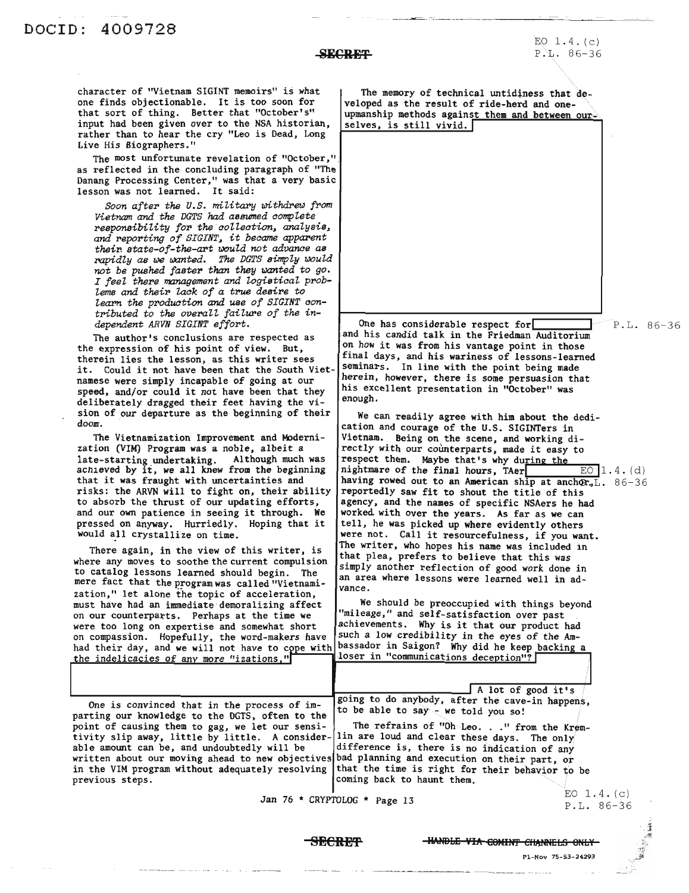character of "Vietnam SIGINT memoirs" is what one finds objectionable. It is too soon for that sort of thing. Better that "October's" input had been given over to the NSA historian, rather than to hear the cry "Leo is Dead, Long Live His Biographers."

The most unfortunate revelation of "October," as reflected in the concluding paragraph of "The Danang Processing Center," was that a very basic lesson was not learned. It said:

> *Soon after the U.S. military withdrew from Vietnam and the DGTS had assumed complete responsibility for the collection, analysis, and reporting of SIGINT, it became apparent their state-of-the-art would not advance as rapidly as we wanted. The DGTS simply would not be pushed faster than they wanted to go. I feel there management and logistical problems and their lack of a true desire to learn the production and use of SIGINT contributed to the overall failure of the independent ARVN SIGINT effort.*

The author's conclusions are respected as the expression of his point of view. But, therein lies the lesson, as this writer sees it. Could it not have been that the South Vietnamese were simply incapable of going at our speed, and/or could it not have been that they deliberately dragged their feet having the vision of our departure as the beginning of their doom.

The Vietnamization Improvement and Modernization (VIM) Program was a noble, albeit a late-starting undertaking. Although much was achieved by it, we all knew from the beginning that it was fraught with uncertainties and risks: the ARVN will to fight on, their ability to absorb the thrust of our updating efforts, and our own patience in seeing it through. We pressed on anyway. Hurriedly. Hoping that it would all crystallize on time.

There again, in the view of this writer, is where any moves to soothe the current compulsion to catalog lessons learned should begin. The mere fact that the program was called "Vietnamization," let alone the topic of acceleration, must have had an immediate demoralizing affect on our counterparts. Perhaps at the time we were too long on expertise and somewhat short on compassion. Hopefully, the word-makers have had their day, and we will not have to cope with the indelicacies of any more "izations."

One is convinced that in the process of imparting our knowledge to the DGTS, often to the point of causing them to gag, we let our sensitivity slip away, little by little. A considerable amount can be, and undoubtedly will be written about our moving ahead to new objectives in the VIM program without adequately resolving previous steps.

The memory of technical untidiness that developed as the result of ride-herd and one-upmanship methods against them and between ourselves, is still vivid.

One has considerable respect for [redacted] and his candid talk in the Friedman Auditorium on how it was from his vantage point in those final days, and his wariness of lessons-learned seminars. In line with the point being made herein, however, there is some persuasion that his excellent presentation in "October" was enough.

We can readily agree with him about the dedication and courage of the U.S. SIGINTers in Vietnam. Being on the scene, and working directly with our counterparts, made it easy to respect them. Maybe that's why during the nightmare of the final hours, TAer [redacted] having rowed out to an American ship at anchor, reportedly saw fit to shout the title of this agency, and the names of specific NSAers he had worked with over the years. As far as we can tell, he was picked up where evidently others were not. Call it resourcefulness, if you want. The writer, who hopes his name was included in that plea, prefers to believe that this was simply another reflection of good work done in an area where lessons were learned well in advance.

We should be preoccupied with things beyond "mileage," and self-satisfaction over past achievements. Why is it that our product had such a low credibility in the eyes of the Ambassador in Saigon? Why did he keep backing a loser in "communications deception"? [redacted] A lot of good it's going to do anybody, after the cave-in happens, to be able to say - we told you so!

The refrains of "Oh Leo. . ." from the Kremlin are loud and clear these days. The only difference is, there is no indication of any bad planning and execution on their part, or that the time is right for their behavior to be coming back to haunt them.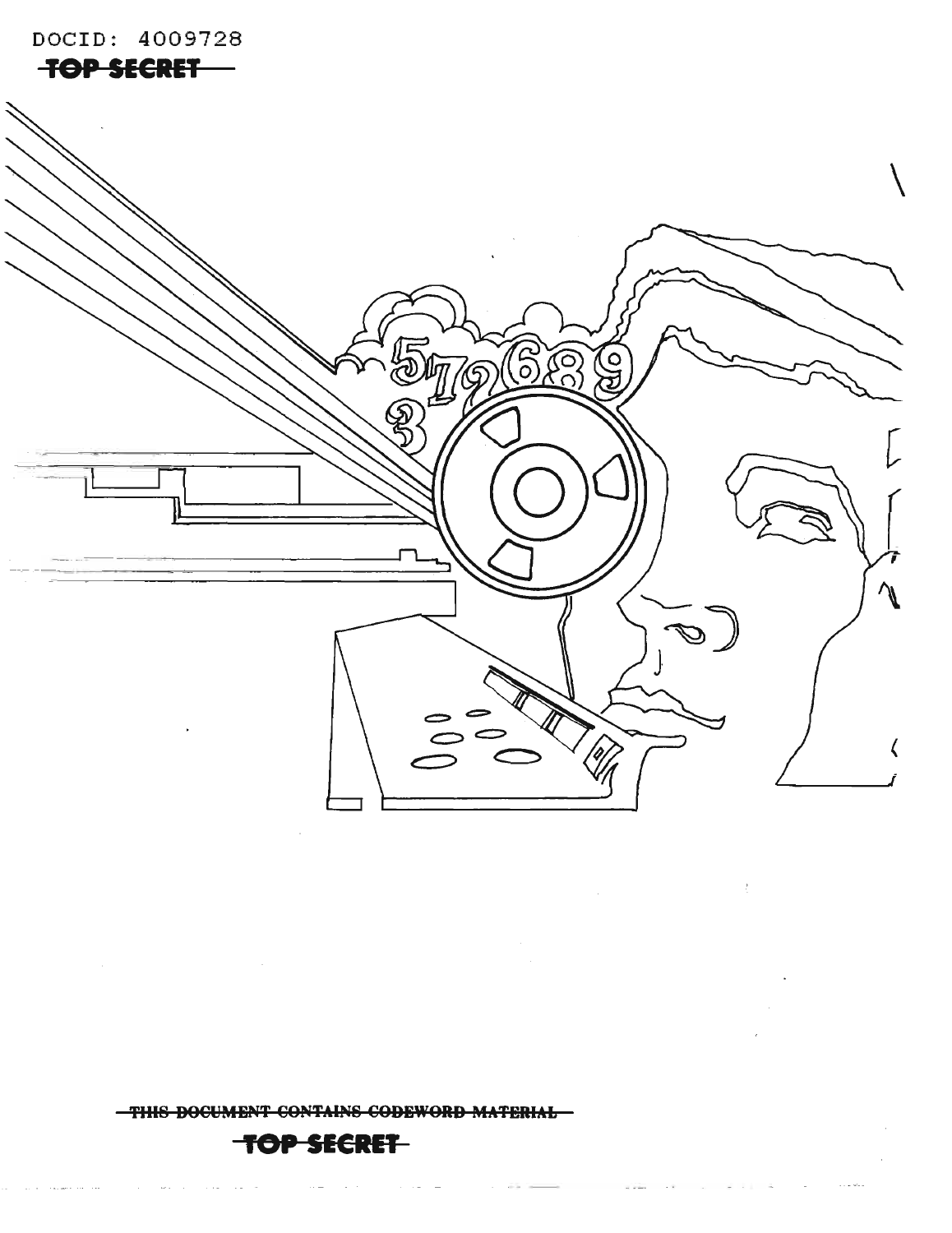~~THIS DOCUMENT CONTAINS CODEWORD MATERIAL~~